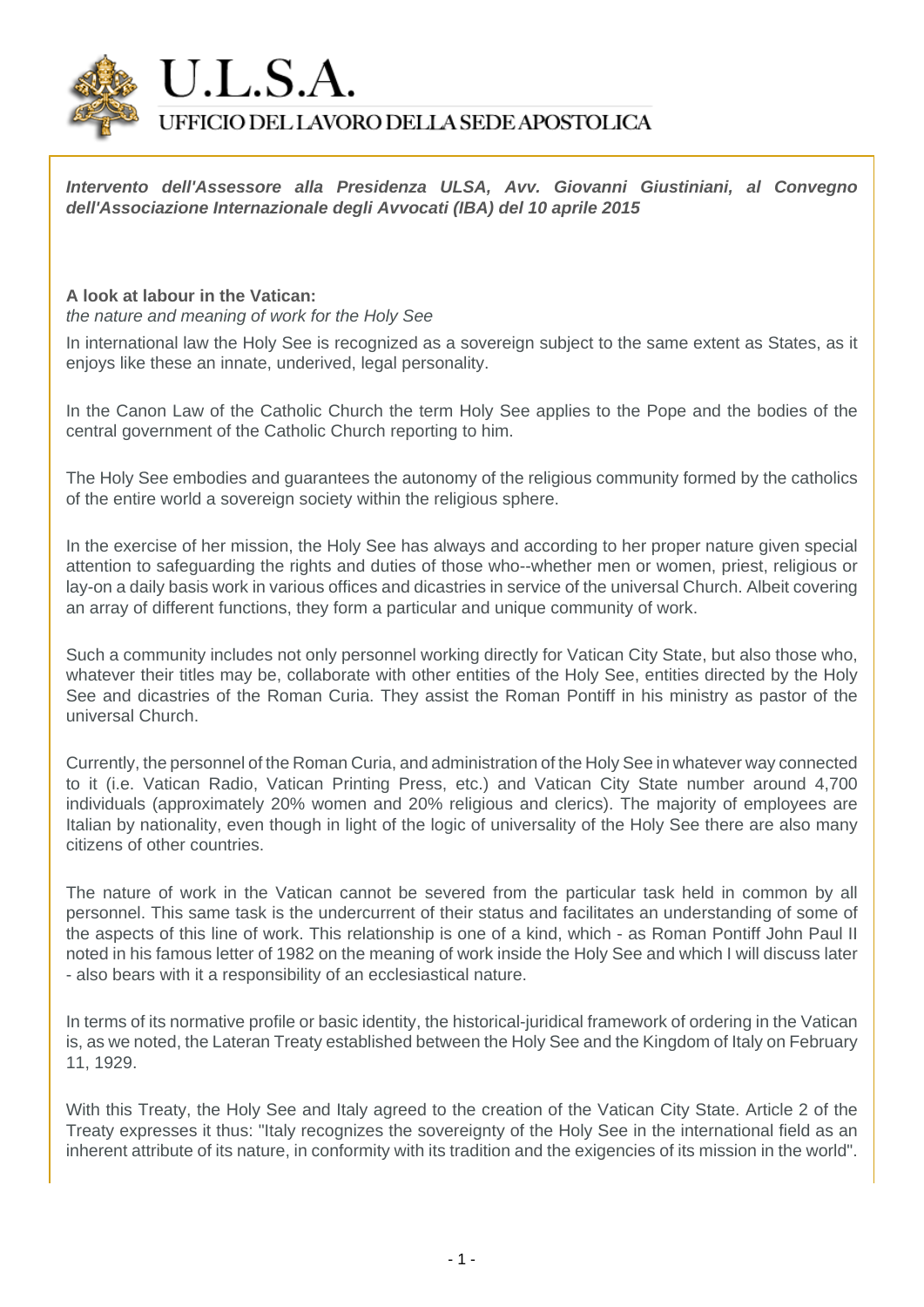# U.L.S.A.

## UFFICIO DEL LAVORO DELLA SEDE APOSTOLICA

***Intervento dell'Assessore alla Presidenza ULSA, Avv. Giovanni Giustiniani, al Convegno dell'Associazione Internazionale degli Avvocati (IBA) del 10 aprile 2015***

**A look at labour in the Vatican:**
*the nature and meaning of work for the Holy See*

In international law the Holy See is recognized as a sovereign subject to the same extent as States, as it enjoys like these an innate, underived, legal personality.

In the Canon Law of the Catholic Church the term Holy See applies to the Pope and the bodies of the central government of the Catholic Church reporting to him.

The Holy See embodies and guarantees the autonomy of the religious community formed by the catholics of the entire world a sovereign society within the religious sphere.

In the exercise of her mission, the Holy See has always and according to her proper nature given special attention to safeguarding the rights and duties of those who--whether men or women, priest, religious or lay-on a daily basis work in various offices and dicastries in service of the universal Church. Albeit covering an array of different functions, they form a particular and unique community of work.

Such a community includes not only personnel working directly for Vatican City State, but also those who, whatever their titles may be, collaborate with other entities of the Holy See, entities directed by the Holy See and dicastries of the Roman Curia. They assist the Roman Pontiff in his ministry as pastor of the universal Church.

Currently, the personnel of the Roman Curia, and administration of the Holy See in whatever way connected to it (i.e. Vatican Radio, Vatican Printing Press, etc.) and Vatican City State number around 4,700 individuals (approximately 20% women and 20% religious and clerics). The majority of employees are Italian by nationality, even though in light of the logic of universality of the Holy See there are also many citizens of other countries.

The nature of work in the Vatican cannot be severed from the particular task held in common by all personnel. This same task is the undercurrent of their status and facilitates an understanding of some of the aspects of this line of work. This relationship is one of a kind, which - as Roman Pontiff John Paul II noted in his famous letter of 1982 on the meaning of work inside the Holy See and which I will discuss later - also bears with it a responsibility of an ecclesiastical nature.

In terms of its normative profile or basic identity, the historical-juridical framework of ordering in the Vatican is, as we noted, the Lateran Treaty established between the Holy See and the Kingdom of Italy on February 11, 1929.

With this Treaty, the Holy See and Italy agreed to the creation of the Vatican City State. Article 2 of the Treaty expresses it thus: "Italy recognizes the sovereignty of the Holy See in the international field as an inherent attribute of its nature, in conformity with its tradition and the exigencies of its mission in the world".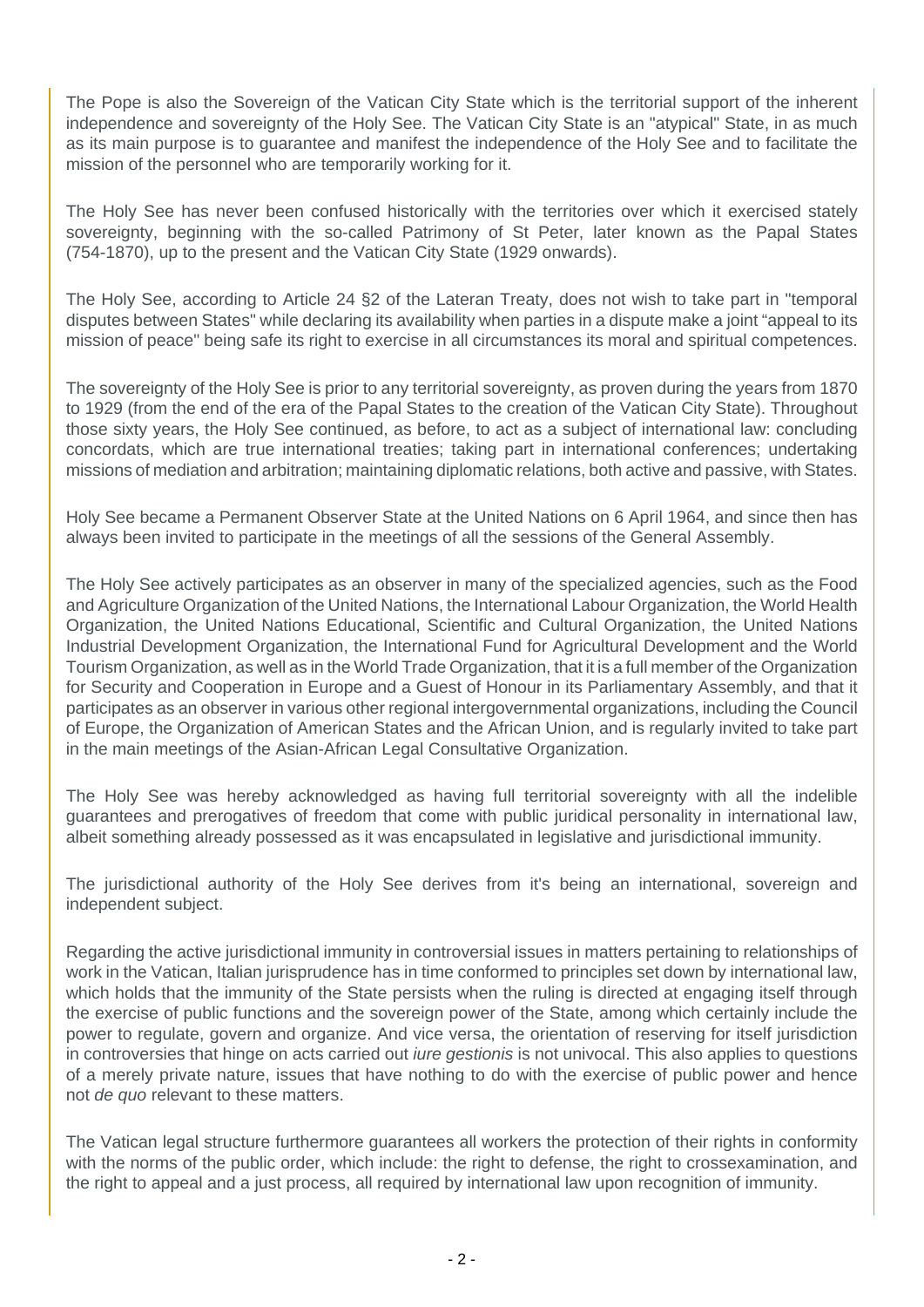The Pope is also the Sovereign of the Vatican City State which is the territorial support of the inherent independence and sovereignty of the Holy See. The Vatican City State is an "atypical" State, in as much as its main purpose is to guarantee and manifest the independence of the Holy See and to facilitate the mission of the personnel who are temporarily working for it.

The Holy See has never been confused historically with the territories over which it exercised stately sovereignty, beginning with the so-called Patrimony of St Peter, later known as the Papal States (754-1870), up to the present and the Vatican City State (1929 onwards).

The Holy See, according to Article 24 §2 of the Lateran Treaty, does not wish to take part in "temporal disputes between States" while declaring its availability when parties in a dispute make a joint "appeal to its mission of peace" being safe its right to exercise in all circumstances its moral and spiritual competences.

The sovereignty of the Holy See is prior to any territorial sovereignty, as proven during the years from 1870 to 1929 (from the end of the era of the Papal States to the creation of the Vatican City State). Throughout those sixty years, the Holy See continued, as before, to act as a subject of international law: concluding concordats, which are true international treaties; taking part in international conferences; undertaking missions of mediation and arbitration; maintaining diplomatic relations, both active and passive, with States.

Holy See became a Permanent Observer State at the United Nations on 6 April 1964, and since then has always been invited to participate in the meetings of all the sessions of the General Assembly.

The Holy See actively participates as an observer in many of the specialized agencies, such as the Food and Agriculture Organization of the United Nations, the International Labour Organization, the World Health Organization, the United Nations Educational, Scientific and Cultural Organization, the United Nations Industrial Development Organization, the International Fund for Agricultural Development and the World Tourism Organization, as well as in the World Trade Organization, that it is a full member of the Organization for Security and Cooperation in Europe and a Guest of Honour in its Parliamentary Assembly, and that it participates as an observer in various other regional intergovernmental organizations, including the Council of Europe, the Organization of American States and the African Union, and is regularly invited to take part in the main meetings of the Asian-African Legal Consultative Organization.

The Holy See was hereby acknowledged as having full territorial sovereignty with all the indelible guarantees and prerogatives of freedom that come with public juridical personality in international law, albeit something already possessed as it was encapsulated in legislative and jurisdictional immunity.

The jurisdictional authority of the Holy See derives from it's being an international, sovereign and independent subject.

Regarding the active jurisdictional immunity in controversial issues in matters pertaining to relationships of work in the Vatican, Italian jurisprudence has in time conformed to principles set down by international law, which holds that the immunity of the State persists when the ruling is directed at engaging itself through the exercise of public functions and the sovereign power of the State, among which certainly include the power to regulate, govern and organize. And vice versa, the orientation of reserving for itself jurisdiction in controversies that hinge on acts carried out *iure gestionis* is not univocal. This also applies to questions of a merely private nature, issues that have nothing to do with the exercise of public power and hence not *de quo* relevant to these matters.

The Vatican legal structure furthermore guarantees all workers the protection of their rights in conformity with the norms of the public order, which include: the right to defense, the right to crossexamination, and the right to appeal and a just process, all required by international law upon recognition of immunity.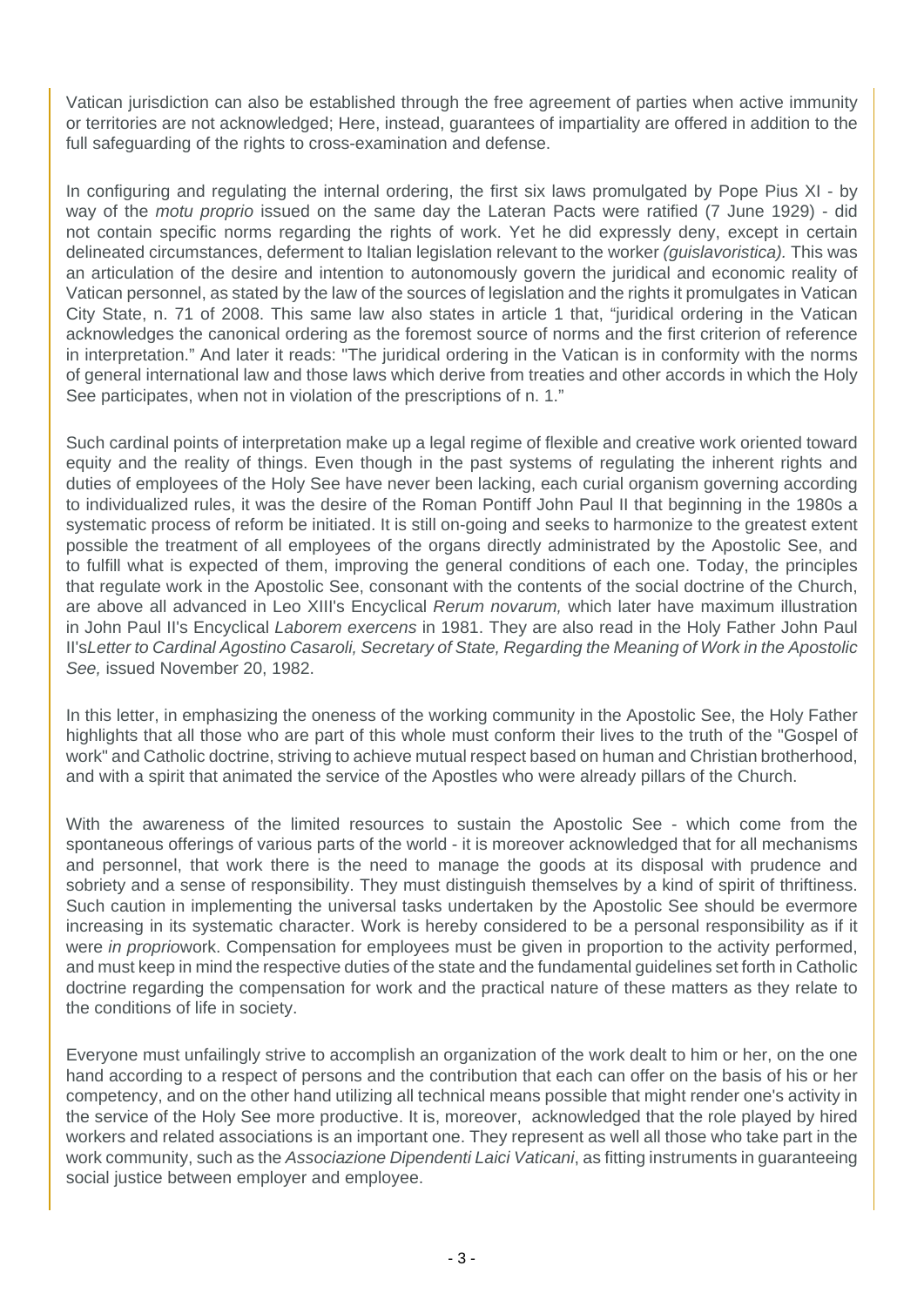Vatican jurisdiction can also be established through the free agreement of parties when active immunity or territories are not acknowledged; Here, instead, guarantees of impartiality are offered in addition to the full safeguarding of the rights to cross-examination and defense.

In configuring and regulating the internal ordering, the first six laws promulgated by Pope Pius XI - by way of the *motu proprio* issued on the same day the Lateran Pacts were ratified (7 June 1929) - did not contain specific norms regarding the rights of work. Yet he did expressly deny, except in certain delineated circumstances, deferment to Italian legislation relevant to the worker *(guislavoristica).* This was an articulation of the desire and intention to autonomously govern the juridical and economic reality of Vatican personnel, as stated by the law of the sources of legislation and the rights it promulgates in Vatican City State, n. 71 of 2008. This same law also states in article 1 that, "juridical ordering in the Vatican acknowledges the canonical ordering as the foremost source of norms and the first criterion of reference in interpretation." And later it reads: "The juridical ordering in the Vatican is in conformity with the norms of general international law and those laws which derive from treaties and other accords in which the Holy See participates, when not in violation of the prescriptions of n. 1."

Such cardinal points of interpretation make up a legal regime of flexible and creative work oriented toward equity and the reality of things. Even though in the past systems of regulating the inherent rights and duties of employees of the Holy See have never been lacking, each curial organism governing according to individualized rules, it was the desire of the Roman Pontiff John Paul II that beginning in the 1980s a systematic process of reform be initiated. It is still on-going and seeks to harmonize to the greatest extent possible the treatment of all employees of the organs directly administrated by the Apostolic See, and to fulfill what is expected of them, improving the general conditions of each one. Today, the principles that regulate work in the Apostolic See, consonant with the contents of the social doctrine of the Church, are above all advanced in Leo XIII's Encyclical *Rerum novarum,* which later have maximum illustration in John Paul II's Encyclical *Laborem exercens* in 1981. They are also read in the Holy Father John Paul II's*Letter to Cardinal Agostino Casaroli, Secretary of State, Regarding the Meaning of Work in the Apostolic See,* issued November 20, 1982.

In this letter, in emphasizing the oneness of the working community in the Apostolic See, the Holy Father highlights that all those who are part of this whole must conform their lives to the truth of the "Gospel of work" and Catholic doctrine, striving to achieve mutual respect based on human and Christian brotherhood, and with a spirit that animated the service of the Apostles who were already pillars of the Church.

With the awareness of the limited resources to sustain the Apostolic See - which come from the spontaneous offerings of various parts of the world - it is moreover acknowledged that for all mechanisms and personnel, that work there is the need to manage the goods at its disposal with prudence and sobriety and a sense of responsibility. They must distinguish themselves by a kind of spirit of thriftiness. Such caution in implementing the universal tasks undertaken by the Apostolic See should be evermore increasing in its systematic character. Work is hereby considered to be a personal responsibility as if it were *in proprio*work. Compensation for employees must be given in proportion to the activity performed, and must keep in mind the respective duties of the state and the fundamental guidelines set forth in Catholic doctrine regarding the compensation for work and the practical nature of these matters as they relate to the conditions of life in society.

Everyone must unfailingly strive to accomplish an organization of the work dealt to him or her, on the one hand according to a respect of persons and the contribution that each can offer on the basis of his or her competency, and on the other hand utilizing all technical means possible that might render one's activity in the service of the Holy See more productive. It is, moreover, acknowledged that the role played by hired workers and related associations is an important one. They represent as well all those who take part in the work community, such as the *Associazione Dipendenti Laici Vaticani*, as fitting instruments in guaranteeing social justice between employer and employee.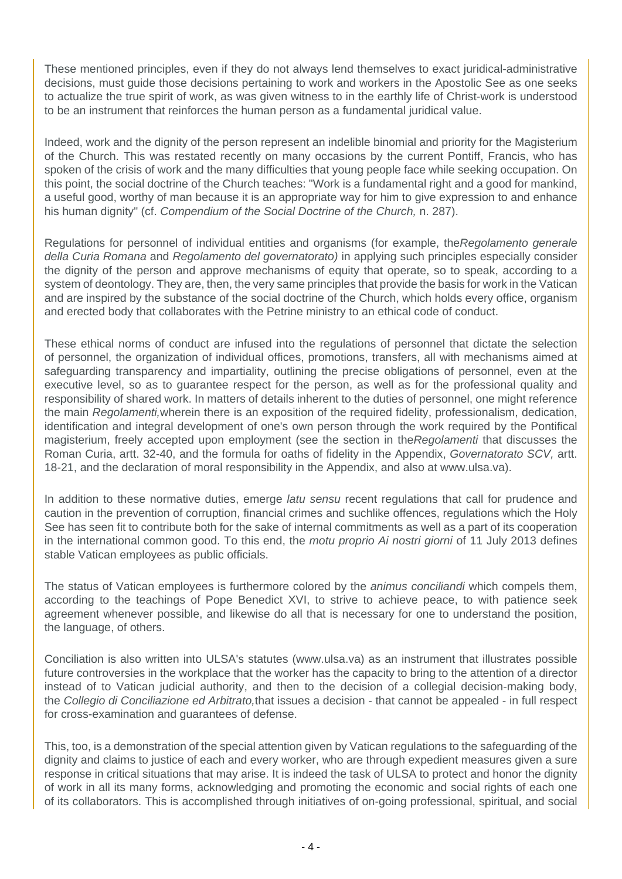These mentioned principles, even if they do not always lend themselves to exact juridical-administrative decisions, must guide those decisions pertaining to work and workers in the Apostolic See as one seeks to actualize the true spirit of work, as was given witness to in the earthly life of Christ-work is understood to be an instrument that reinforces the human person as a fundamental juridical value.

Indeed, work and the dignity of the person represent an indelible binomial and priority for the Magisterium of the Church. This was restated recently on many occasions by the current Pontiff, Francis, who has spoken of the crisis of work and the many difficulties that young people face while seeking occupation. On this point, the social doctrine of the Church teaches: "Work is a fundamental right and a good for mankind, a useful good, worthy of man because it is an appropriate way for him to give expression to and enhance his human dignity" (cf. *Compendium of the Social Doctrine of the Church,* n. 287).

Regulations for personnel of individual entities and organisms (for example, the*Regolamento generale della Curia Romana* and *Regolamento del governatorato)* in applying such principles especially consider the dignity of the person and approve mechanisms of equity that operate, so to speak, according to a system of deontology. They are, then, the very same principles that provide the basis for work in the Vatican and are inspired by the substance of the social doctrine of the Church, which holds every office, organism and erected body that collaborates with the Petrine ministry to an ethical code of conduct.

These ethical norms of conduct are infused into the regulations of personnel that dictate the selection of personnel, the organization of individual offices, promotions, transfers, all with mechanisms aimed at safeguarding transparency and impartiality, outlining the precise obligations of personnel, even at the executive level, so as to guarantee respect for the person, as well as for the professional quality and responsibility of shared work. In matters of details inherent to the duties of personnel, one might reference the main *Regolamenti,*wherein there is an exposition of the required fidelity, professionalism, dedication, identification and integral development of one's own person through the work required by the Pontifical magisterium, freely accepted upon employment (see the section in the*Regolamenti* that discusses the Roman Curia, artt. 32-40, and the formula for oaths of fidelity in the Appendix, *Governatorato SCV,* artt. 18-21, and the declaration of moral responsibility in the Appendix, and also at www.ulsa.va).

In addition to these normative duties, emerge *latu sensu* recent regulations that call for prudence and caution in the prevention of corruption, financial crimes and suchlike offences, regulations which the Holy See has seen fit to contribute both for the sake of internal commitments as well as a part of its cooperation in the international common good. To this end, the *motu proprio Ai nostri giorni* of 11 July 2013 defines stable Vatican employees as public officials.

The status of Vatican employees is furthermore colored by the *animus conciliandi* which compels them, according to the teachings of Pope Benedict XVI, to strive to achieve peace, to with patience seek agreement whenever possible, and likewise do all that is necessary for one to understand the position, the language, of others.

Conciliation is also written into ULSA's statutes (www.ulsa.va) as an instrument that illustrates possible future controversies in the workplace that the worker has the capacity to bring to the attention of a director instead of to Vatican judicial authority, and then to the decision of a collegial decision-making body, the *Collegio di Conciliazione ed Arbitrato,*that issues a decision - that cannot be appealed - in full respect for cross-examination and guarantees of defense.

This, too, is a demonstration of the special attention given by Vatican regulations to the safeguarding of the dignity and claims to justice of each and every worker, who are through expedient measures given a sure response in critical situations that may arise. It is indeed the task of ULSA to protect and honor the dignity of work in all its many forms, acknowledging and promoting the economic and social rights of each one of its collaborators. This is accomplished through initiatives of on-going professional, spiritual, and social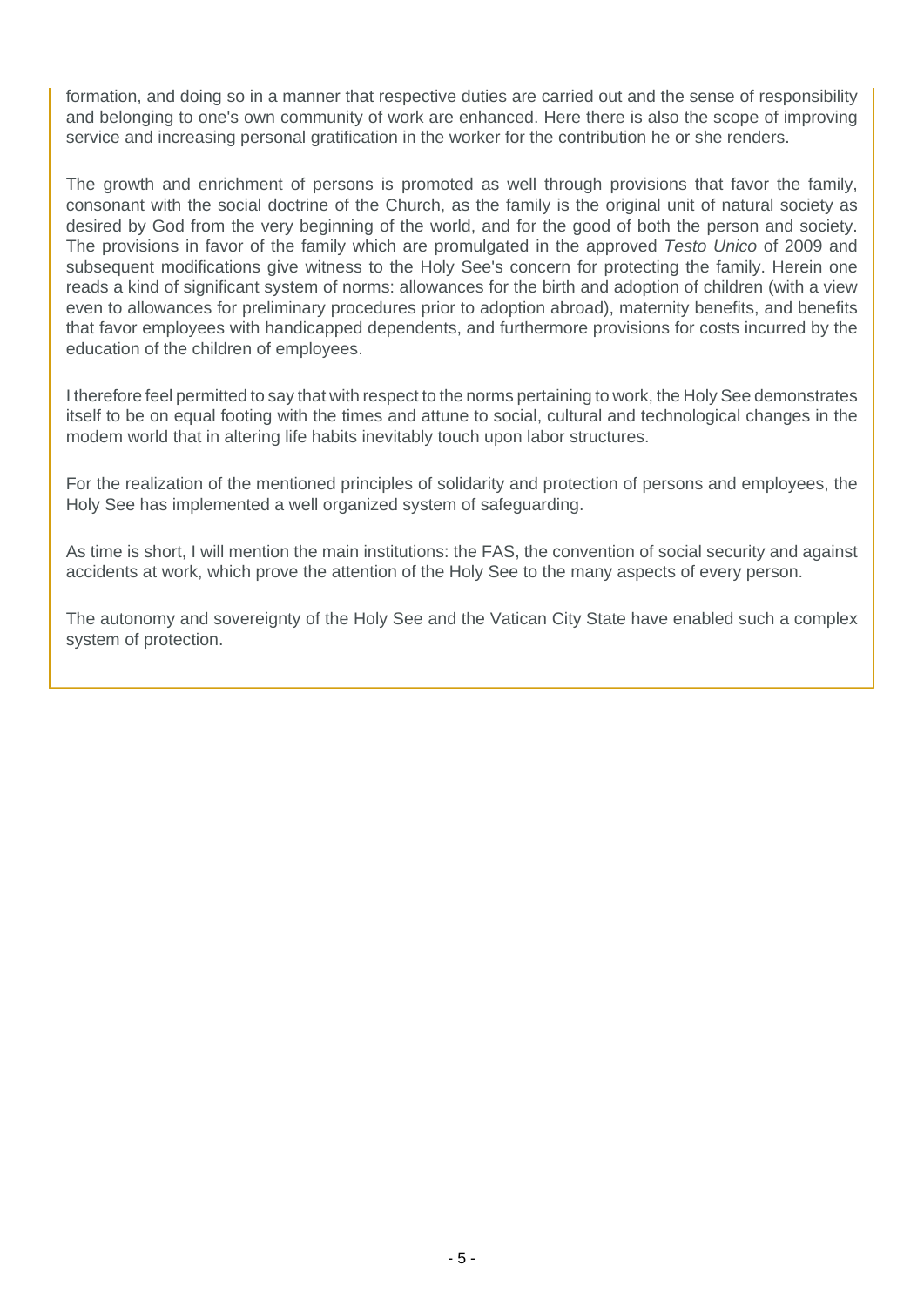formation, and doing so in a manner that respective duties are carried out and the sense of responsibility and belonging to one's own community of work are enhanced. Here there is also the scope of improving service and increasing personal gratification in the worker for the contribution he or she renders.

The growth and enrichment of persons is promoted as well through provisions that favor the family, consonant with the social doctrine of the Church, as the family is the original unit of natural society as desired by God from the very beginning of the world, and for the good of both the person and society. The provisions in favor of the family which are promulgated in the approved *Testo Unico* of 2009 and subsequent modifications give witness to the Holy See's concern for protecting the family. Herein one reads a kind of significant system of norms: allowances for the birth and adoption of children (with a view even to allowances for preliminary procedures prior to adoption abroad), maternity benefits, and benefits that favor employees with handicapped dependents, and furthermore provisions for costs incurred by the education of the children of employees.

I therefore feel permitted to say that with respect to the norms pertaining to work, the Holy See demonstrates itself to be on equal footing with the times and attune to social, cultural and technological changes in the modem world that in altering life habits inevitably touch upon labor structures.

For the realization of the mentioned principles of solidarity and protection of persons and employees, the Holy See has implemented a well organized system of safeguarding.

As time is short, I will mention the main institutions: the FAS, the convention of social security and against accidents at work, which prove the attention of the Holy See to the many aspects of every person.

The autonomy and sovereignty of the Holy See and the Vatican City State have enabled such a complex system of protection.